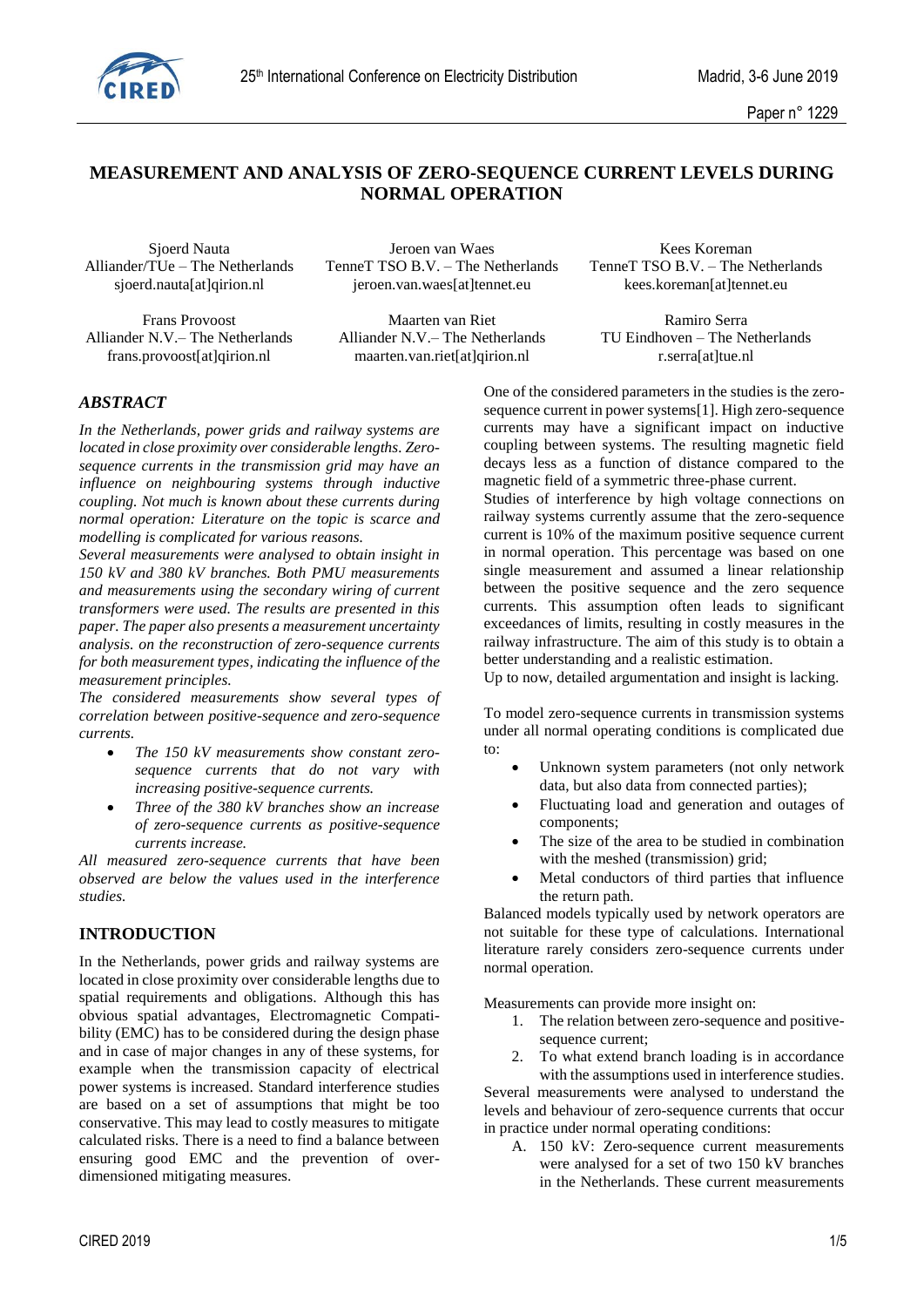# MEASUREMENT AND ANALYSIS OF ZERO-SEQUENCE CURRENT LEVELS DURING NORMAL OPERATION

Sjoerd Nauta
Alliander/TUe – The Netherlands
sjoerd.nauta[at]qirion.nl

Jeroen van Waes
TenneT TSO B.V. – The Netherlands
jeroen.van.waes[at]tennet.eu

Kees Koreman
TenneT TSO B.V. – The Netherlands
kees.koreman[at]tennet.eu

Frans Provoost
Alliander N.V.– The Netherlands
frans.provoost[at]qirion.nl

Maarten van Riet
Alliander N.V.– The Netherlands
maarten.van.riet[at]qirion.nl

Ramiro Serra
TU Eindhoven – The Netherlands
r.serra[at]tue.nl

## *ABSTRACT*

*In the Netherlands, power grids and railway systems are located in close proximity over considerable lengths. Zero-sequence currents in the transmission grid may have an influence on neighbouring systems through inductive coupling. Not much is known about these currents during normal operation: Literature on the topic is scarce and modelling is complicated for various reasons.*

*Several measurements were analysed to obtain insight in 150 kV and 380 kV branches. Both PMU measurements and measurements using the secondary wiring of current transformers were used. The results are presented in this paper. The paper also presents a measurement uncertainty analysis. on the reconstruction of zero-sequence currents for both measurement types, indicating the influence of the measurement principles.*

*The considered measurements show several types of correlation between positive-sequence and zero-sequence currents.*

- *The 150 kV measurements show constant zero-sequence currents that do not vary with increasing positive-sequence currents.*
- *Three of the 380 kV branches show an increase of zero-sequence currents as positive-sequence currents increase.*

*All measured zero-sequence currents that have been observed are below the values used in the interference studies.*

## INTRODUCTION

In the Netherlands, power grids and railway systems are located in close proximity over considerable lengths due to spatial requirements and obligations. Although this has obvious spatial advantages, Electromagnetic Compatibility (EMC) has to be considered during the design phase and in case of major changes in any of these systems, for example when the transmission capacity of electrical power systems is increased. Standard interference studies are based on a set of assumptions that might be too conservative. This may lead to costly measures to mitigate calculated risks. There is a need to find a balance between ensuring good EMC and the prevention of over-dimensioned mitigating measures.

One of the considered parameters in the studies is the zero-sequence current in power systems[1]. High zero-sequence currents may have a significant impact on inductive coupling between systems. The resulting magnetic field decays less as a function of distance compared to the magnetic field of a symmetric three-phase current.

Studies of interference by high voltage connections on railway systems currently assume that the zero-sequence current is 10% of the maximum positive sequence current in normal operation. This percentage was based on one single measurement and assumed a linear relationship between the positive sequence and the zero sequence currents. This assumption often leads to significant exceedances of limits, resulting in costly measures in the railway infrastructure. The aim of this study is to obtain a better understanding and a realistic estimation.

Up to now, detailed argumentation and insight is lacking.

To model zero-sequence currents in transmission systems under all normal operating conditions is complicated due to:

- Unknown system parameters (not only network data, but also data from connected parties);
- Fluctuating load and generation and outages of components;
- The size of the area to be studied in combination with the meshed (transmission) grid;
- Metal conductors of third parties that influence the return path.

Balanced models typically used by network operators are not suitable for these type of calculations. International literature rarely considers zero-sequence currents under normal operation.

Measurements can provide more insight on:

1. The relation between zero-sequence and positive-sequence current;
2. To what extend branch loading is in accordance with the assumptions used in interference studies.

Several measurements were analysed to understand the levels and behaviour of zero-sequence currents that occur in practice under normal operating conditions:

A. 150 kV: Zero-sequence current measurements were analysed for a set of two 150 kV branches in the Netherlands. These current measurements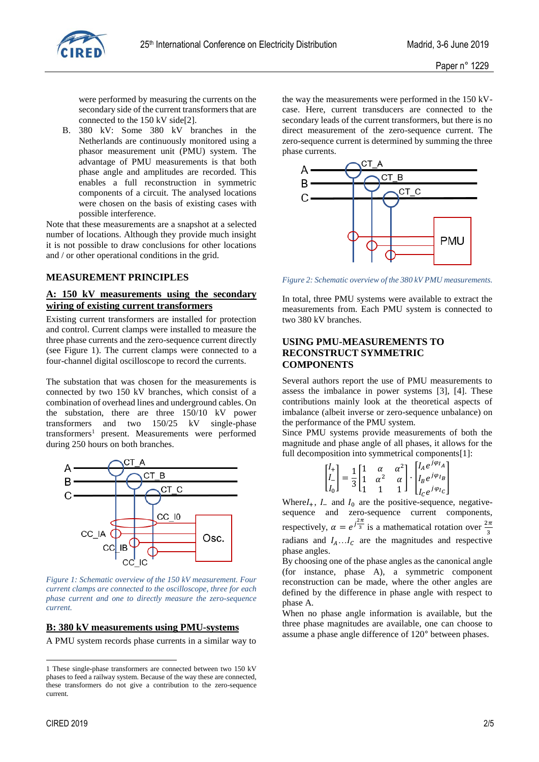were performed by measuring the currents on the secondary side of the current transformers that are connected to the 150 kV side[2].

B. 380 kV: Some 380 kV branches in the Netherlands are continuously monitored using a phasor measurement unit (PMU) system. The advantage of PMU measurements is that both phase angle and amplitudes are recorded. This enables a full reconstruction in symmetric components of a circuit. The analysed locations were chosen on the basis of existing cases with possible interference.

Note that these measurements are a snapshot at a selected number of locations. Although they provide much insight it is not possible to draw conclusions for other locations and / or other operational conditions in the grid.

## MEASUREMENT PRINCIPLES

### A: 150 kV measurements using the secondary wiring of existing current transformers

Existing current transformers are installed for protection and control. Current clamps were installed to measure the three phase currents and the zero-sequence current directly (see Figure 1). The current clamps were connected to a four-channel digital oscilloscope to record the currents.

The substation that was chosen for the measurements is connected by two 150 kV branches, which consist of a combination of overhead lines and underground cables. On the substation, there are three 150/10 kV power transformers and two 150/25 kV single-phase transformers[1] present. Measurements were performed during 250 hours on both branches.

*Figure 1: Schematic overview of the 150 kV measurement. Four current clamps are connected to the oscilloscope, three for each phase current and one to directly measure the zero-sequence current.*

### B: 380 kV measurements using PMU-systems

A PMU system records phase currents in a similar way to the way the measurements were performed in the 150 kV-case. Here, current transducers are connected to the secondary leads of the current transformers, but there is no direct measurement of the zero-sequence current. The zero-sequence current is determined by summing the three phase currents.

*Figure 2: Schematic overview of the 380 kV PMU measurements.*

In total, three PMU systems were available to extract the measurements from. Each PMU system is connected to two 380 kV branches.

## USING PMU-MEASUREMENTS TO RECONSTRUCT SYMMETRIC COMPONENTS

Several authors report the use of PMU measurements to assess the imbalance in power systems [3], [4]. These contributions mainly look at the theoretical aspects of imbalance (albeit inverse or zero-sequence unbalance) on the performance of the PMU system.

Since PMU systems provide measurements of both the magnitude and phase angle of all phases, it allows for the full decomposition into symmetrical components[1]:

$$\begin{bmatrix} I_+ \\ I_- \\ I_0 \end{bmatrix} = \frac{1}{3}\begin{bmatrix} 1 & \alpha & \alpha^2 \\ 1 & \alpha^2 & \alpha \\ 1 & 1 & 1 \end{bmatrix} \cdot \begin{bmatrix} I_A e^{j\varphi_{I_A}} \\ I_B e^{j\varphi_{I_B}} \\ I_C e^{j\varphi_{I_C}} \end{bmatrix}$$

Where $I_+$, $I_-$ and $I_0$ are the positive-sequence, negative-sequence and zero-sequence current components, respectively, $\alpha = e^{j\frac{2\pi}{3}}$ is a mathematical rotation over $\frac{2\pi}{3}$ radians and $I_A \ldots I_C$ are the magnitudes and respective phase angles.

By choosing one of the phase angles as the canonical angle (for instance, phase A), a symmetric component reconstruction can be made, where the other angles are defined by the difference in phase angle with respect to phase A.

When no phase angle information is available, but the three phase magnitudes are available, one can choose to assume a phase angle difference of 120° between phases.

---

1 These single-phase transformers are connected between two 150 kV phases to feed a railway system. Because of the way these are connected, these transformers do not give a contribution to the zero-sequence current.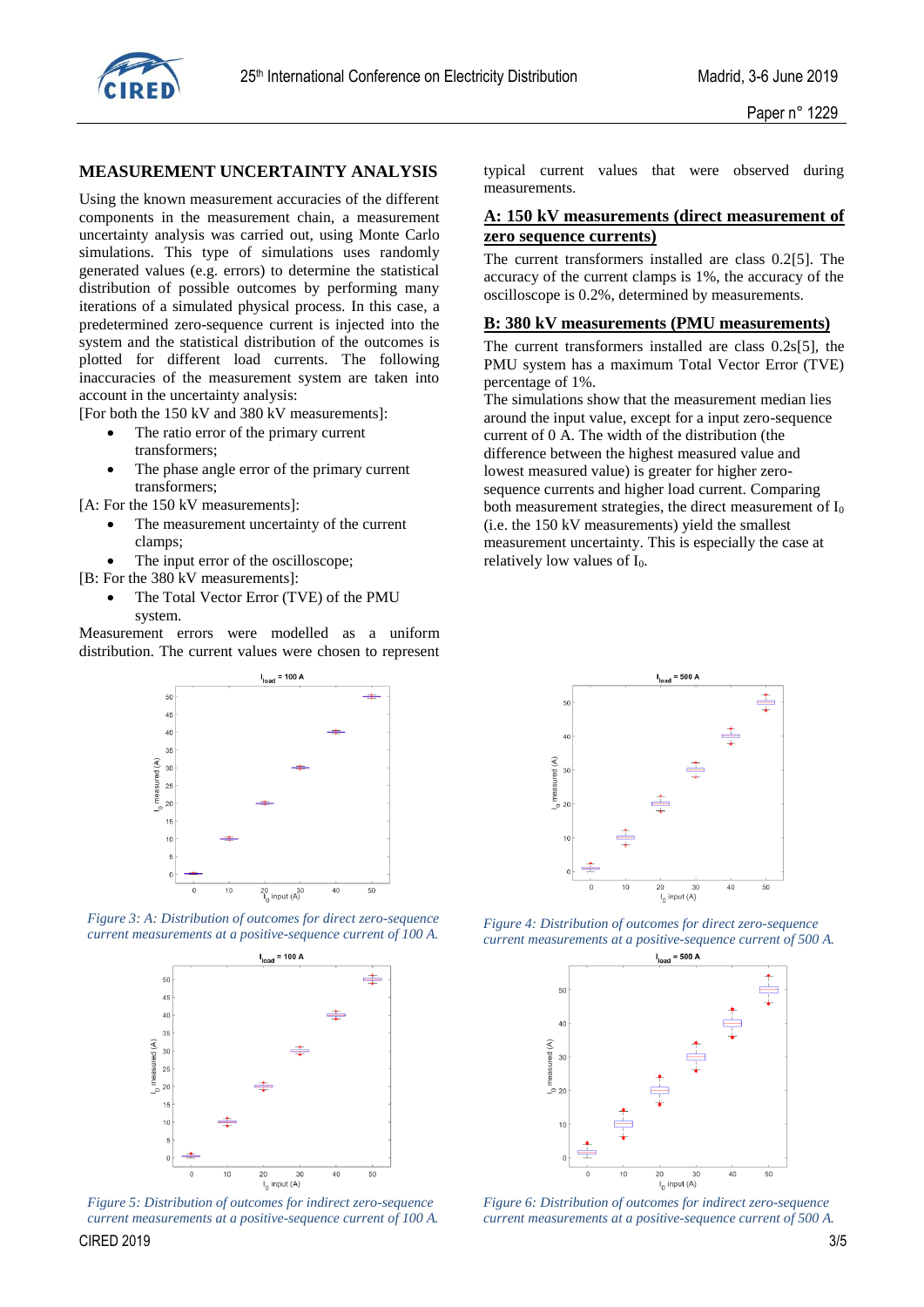## MEASUREMENT UNCERTAINTY ANALYSIS

Using the known measurement accuracies of the different components in the measurement chain, a measurement uncertainty analysis was carried out, using Monte Carlo simulations. This type of simulations uses randomly generated values (e.g. errors) to determine the statistical distribution of possible outcomes by performing many iterations of a simulated physical process. In this case, a predetermined zero-sequence current is injected into the system and the statistical distribution of the outcomes is plotted for different load currents. The following inaccuracies of the measurement system are taken into account in the uncertainty analysis:

[For both the 150 kV and 380 kV measurements]:

- The ratio error of the primary current transformers;
- The phase angle error of the primary current transformers;

[A: For the 150 kV measurements]:

- The measurement uncertainty of the current clamps;
- The input error of the oscilloscope;

[B: For the 380 kV measurements]:

- The Total Vector Error (TVE) of the PMU system.

Measurement errors were modelled as a uniform distribution. The current values were chosen to represent typical current values that were observed during measurements.

### A: 150 kV measurements (direct measurement of zero sequence currents)

The current transformers installed are class 0.2[5]. The accuracy of the current clamps is 1%, the accuracy of the oscilloscope is 0.2%, determined by measurements.

### B: 380 kV measurements (PMU measurements)

The current transformers installed are class 0.2s[5], the PMU system has a maximum Total Vector Error (TVE) percentage of 1%.

The simulations show that the measurement median lies around the input value, except for a input zero-sequence current of 0 A. The width of the distribution (the difference between the highest measured value and lowest measured value) is greater for higher zero-sequence currents and higher load current. Comparing both measurement strategies, the direct measurement of $I_0$ (i.e. the 150 kV measurements) yield the smallest measurement uncertainty. This is especially the case at relatively low values of $I_0$.

*Figure 3: A: Distribution of outcomes for direct zero-sequence current measurements at a positive-sequence current of 100 A.*

*Figure 4: Distribution of outcomes for direct zero-sequence current measurements at a positive-sequence current of 500 A.*

*Figure 5: Distribution of outcomes for indirect zero-sequence current measurements at a positive-sequence current of 100 A.*

*Figure 6: Distribution of outcomes for indirect zero-sequence current measurements at a positive-sequence current of 500 A.*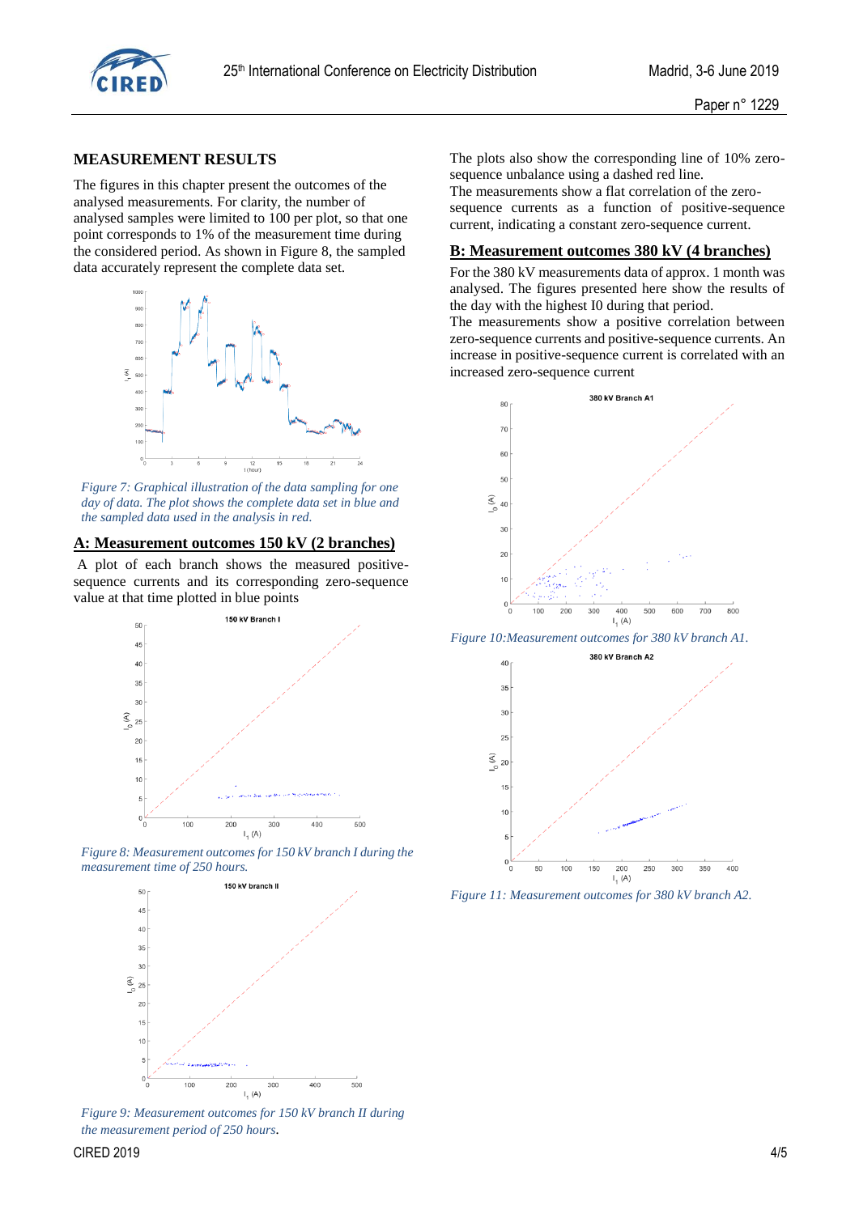## MEASUREMENT RESULTS

The figures in this chapter present the outcomes of the analysed measurements. For clarity, the number of analysed samples were limited to 100 per plot, so that one point corresponds to 1% of the measurement time during the considered period. As shown in Figure 8, the sampled data accurately represent the complete data set.

*Figure 7: Graphical illustration of the data sampling for one day of data. The plot shows the complete data set in blue and the sampled data used in the analysis in red.*

### A: Measurement outcomes 150 kV (2 branches)

A plot of each branch shows the measured positive-sequence currents and its corresponding zero-sequence value at that time plotted in blue points

*Figure 8: Measurement outcomes for 150 kV branch I during the measurement time of 250 hours.*

*Figure 9: Measurement outcomes for 150 kV branch II during the measurement period of 250 hours.*

The plots also show the corresponding line of 10% zero-sequence unbalance using a dashed red line.
The measurements show a flat correlation of the zero-sequence currents as a function of positive-sequence current, indicating a constant zero-sequence current.

### B: Measurement outcomes 380 kV (4 branches)

For the 380 kV measurements data of approx. 1 month was analysed. The figures presented here show the results of the day with the highest I0 during that period.
The measurements show a positive correlation between zero-sequence currents and positive-sequence currents. An increase in positive-sequence current is correlated with an increased zero-sequence current

*Figure 10: Measurement outcomes for 380 kV branch A1.*

*Figure 11: Measurement outcomes for 380 kV branch A2.*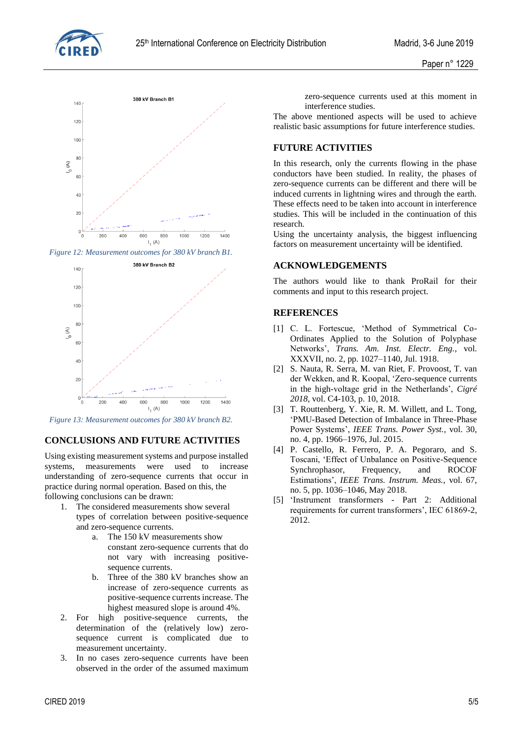380 kV Branch B1

140
120
100
80
60
40
20
0

$I_0$ (A)

0 200 400 600 800 1000 1200 1400

$I_1$ (A)

*Figure 12: Measurement outcomes for 380 kV branch B1.*

380 kV Branch B2

140
120
100
80
60
40
20
0

$I_0$ (A)

0 200 400 600 800 1000 1200 1400

$I_1$ (A)

*Figure 13: Measurement outcomes for 380 kV branch B2.*

## CONCLUSIONS AND FUTURE ACTIVITIES

Using existing measurement systems and purpose installed systems, measurements were used to increase understanding of zero-sequence currents that occur in practice during normal operation. Based on this, the following conclusions can be drawn:

1. The considered measurements show several types of correlation between positive-sequence and zero-sequence currents.
   a. The 150 kV measurements show constant zero-sequence currents that do not vary with increasing positive-sequence currents.
   b. Three of the 380 kV branches show an increase of zero-sequence currents as positive-sequence currents increase. The highest measured slope is around 4%.
2. For high positive-sequence currents, the determination of the (relatively low) zero-sequence current is complicated due to measurement uncertainty.
3. In no cases zero-sequence currents have been observed in the order of the assumed maximum zero-sequence currents used at this moment in interference studies.

The above mentioned aspects will be used to achieve realistic basic assumptions for future interference studies.

## FUTURE ACTIVITIES

In this research, only the currents flowing in the phase conductors have been studied. In reality, the phases of zero-sequence currents can be different and there will be induced currents in lightning wires and through the earth. These effects need to be taken into account in interference studies. This will be included in the continuation of this research.

Using the uncertainty analysis, the biggest influencing factors on measurement uncertainty will be identified.

## ACKNOWLEDGEMENTS

The authors would like to thank ProRail for their comments and input to this research project.

## REFERENCES

[1] C. L. Fortescue, 'Method of Symmetrical Co-Ordinates Applied to the Solution of Polyphase Networks', *Trans. Am. Inst. Electr. Eng.*, vol. XXXVII, no. 2, pp. 1027–1140, Jul. 1918.

[2] S. Nauta, R. Serra, M. van Riet, F. Provoost, T. van der Wekken, and R. Koopal, 'Zero-sequence currents in the high-voltage grid in the Netherlands', *Cigré 2018*, vol. C4-103, p. 10, 2018.

[3] T. Routtenberg, Y. Xie, R. M. Willett, and L. Tong, 'PMU-Based Detection of Imbalance in Three-Phase Power Systems', *IEEE Trans. Power Syst.*, vol. 30, no. 4, pp. 1966–1976, Jul. 2015.

[4] P. Castello, R. Ferrero, P. A. Pegoraro, and S. Toscani, 'Effect of Unbalance on Positive-Sequence Synchrophasor, Frequency, and ROCOF Estimations', *IEEE Trans. Instrum. Meas.*, vol. 67, no. 5, pp. 1036–1046, May 2018.

[5] 'Instrument transformers - Part 2: Additional requirements for current transformers', IEC 61869-2, 2012.